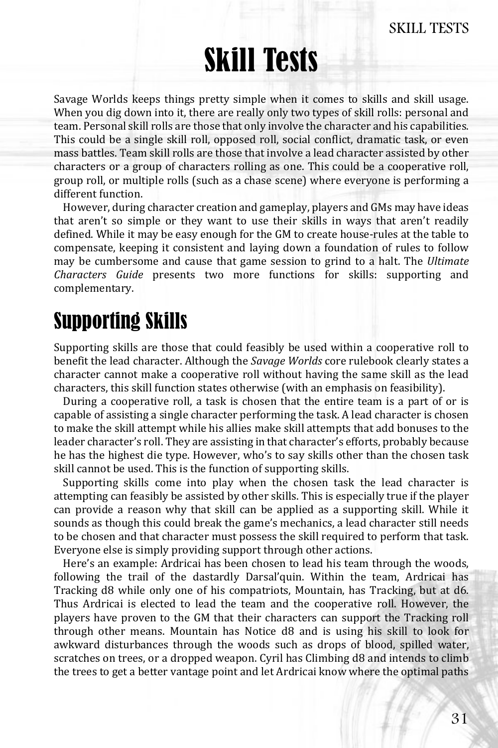# Skill Tests

Savage Worlds keeps things pretty simple when it comes to skills and skill usage. When you dig down into it, there are really only two types of skill rolls: personal and team. Personal skill rolls are those that only involve the character and his capabilities. This could be a single skill roll, opposed roll, social conflict, dramatic task, or even mass battles. Team skill rolls are those that involve a lead character assisted by other characters or a group of characters rolling as one. This could be a cooperative roll, group roll, or multiple rolls (such as a chase scene) where everyone is performing a different function.

However, during character creation and gameplay, players and GMs may have ideas that aren't so simple or they want to use their skills in ways that aren't readily defined. While it may be easy enough for the GM to create house-rules at the table to compensate, keeping it consistent and laying down a foundation of rules to follow may be cumbersome and cause that game session to grind to a halt. The *Ultimate Characters Guide* presents two more functions for skills: supporting and complementary.

## Supporting Skills

Supporting skills are those that could feasibly be used within a cooperative roll to benefit the lead character. Although the *Savage Worlds* core rulebook clearly states a character cannot make a cooperative roll without having the same skill as the lead characters, this skill function states otherwise (with an emphasis on feasibility).

During a cooperative roll, a task is chosen that the entire team is a part of or is capable of assisting a single character performing the task. A lead character is chosen to make the skill attempt while his allies make skill attempts that add bonuses to the leader character's roll. They are assisting in that character's efforts, probably because he has the highest die type. However, who's to say skills other than the chosen task skill cannot be used. This is the function of supporting skills.

Supporting skills come into play when the chosen task the lead character is attempting can feasibly be assisted by other skills. This is especially true if the player can provide a reason why that skill can be applied as a supporting skill. While it sounds as though this could break the game's mechanics, a lead character still needs to be chosen and that character must possess the skill required to perform that task. Everyone else is simply providing support through other actions.

Here's an example: Ardricai has been chosen to lead his team through the woods, following the trail of the dastardly Darsal'quin. Within the team, Ardricai has Tracking d8 while only one of his compatriots, Mountain, has Tracking, but at d6. Thus Ardricai is elected to lead the team and the cooperative roll. However, the players have proven to the GM that their characters can support the Tracking roll through other means. Mountain has Notice d8 and is using his skill to look for awkward disturbances through the woods such as drops of blood, spilled water, scratches on trees, or a dropped weapon. Cyril has Climbing d8 and intends to climb the trees to get a better vantage point and let Ardricai know where the optimal paths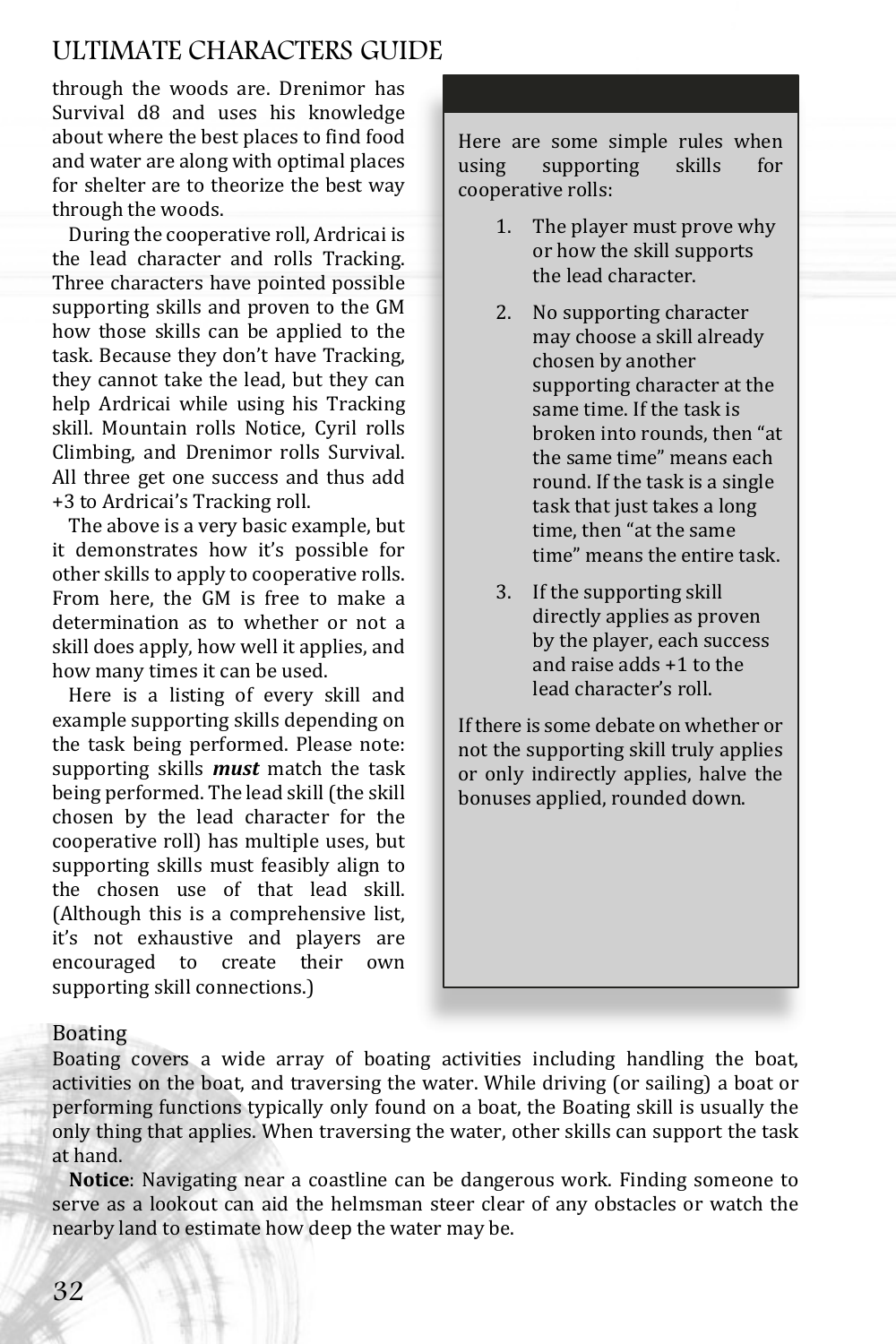through the woods are. Drenimor has Survival d8 and uses his knowledge about where the best places to find food and water are along with optimal places for shelter are to theorize the best way through the woods.

During the cooperative roll, Ardricai is the lead character and rolls Tracking. Three characters have pointed possible supporting skills and proven to the GM how those skills can be applied to the task. Because they don't have Tracking, they cannot take the lead, but they can help Ardricai while using his Tracking skill. Mountain rolls Notice, Cyril rolls Climbing, and Drenimor rolls Survival. All three get one success and thus add +3 to Ardricai's Tracking roll.

The above is a very basic example, but it demonstrates how it's possible for other skills to apply to cooperative rolls. From here, the GM is free to make a determination as to whether or not a skill does apply, how well it applies, and how many times it can be used.

Here is a listing of every skill and example supporting skills depending on the task being performed. Please note: supporting skills ***must*** match the task being performed. The lead skill (the skill chosen by the lead character for the cooperative roll) has multiple uses, but supporting skills must feasibly align to the chosen use of that lead skill. (Although this is a comprehensive list, it's not exhaustive and players are encouraged to create their own supporting skill connections.)

> Here are some simple rules when using supporting skills for cooperative rolls:
>
> 1. The player must prove why or how the skill supports the lead character.
> 2. No supporting character may choose a skill already chosen by another supporting character at the same time. If the task is broken into rounds, then "at the same time" means each round. If the task is a single task that just takes a long time, then "at the same time" means the entire task.
> 3. If the supporting skill directly applies as proven by the player, each success and raise adds +1 to the lead character's roll.
>
> If there is some debate on whether or not the supporting skill truly applies or only indirectly applies, halve the bonuses applied, rounded down.

### Boating

Boating covers a wide array of boating activities including handling the boat, activities on the boat, and traversing the water. While driving (or sailing) a boat or performing functions typically only found on a boat, the Boating skill is usually the only thing that applies. When traversing the water, other skills can support the task at hand.

**Notice**: Navigating near a coastline can be dangerous work. Finding someone to serve as a lookout can aid the helmsman steer clear of any obstacles or watch the nearby land to estimate how deep the water may be.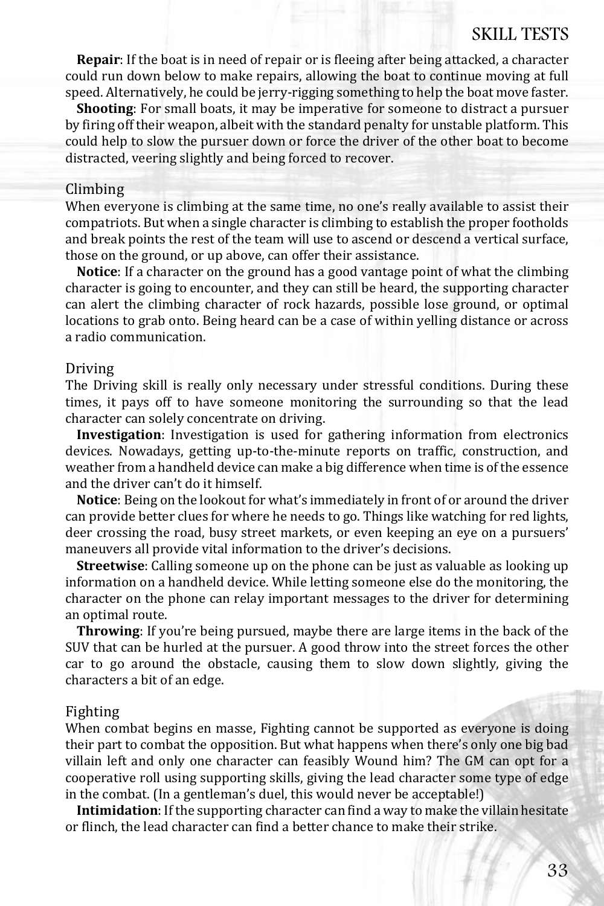**Repair**: If the boat is in need of repair or is fleeing after being attacked, a character could run down below to make repairs, allowing the boat to continue moving at full speed. Alternatively, he could be jerry-rigging something to help the boat move faster.

**Shooting**: For small boats, it may be imperative for someone to distract a pursuer by firing off their weapon, albeit with the standard penalty for unstable platform. This could help to slow the pursuer down or force the driver of the other boat to become distracted, veering slightly and being forced to recover.

## Climbing

When everyone is climbing at the same time, no one's really available to assist their compatriots. But when a single character is climbing to establish the proper footholds and break points the rest of the team will use to ascend or descend a vertical surface, those on the ground, or up above, can offer their assistance.

**Notice**: If a character on the ground has a good vantage point of what the climbing character is going to encounter, and they can still be heard, the supporting character can alert the climbing character of rock hazards, possible lose ground, or optimal locations to grab onto. Being heard can be a case of within yelling distance or across a radio communication.

## Driving

The Driving skill is really only necessary under stressful conditions. During these times, it pays off to have someone monitoring the surrounding so that the lead character can solely concentrate on driving.

**Investigation**: Investigation is used for gathering information from electronics devices. Nowadays, getting up-to-the-minute reports on traffic, construction, and weather from a handheld device can make a big difference when time is of the essence and the driver can't do it himself.

**Notice**: Being on the lookout for what's immediately in front of or around the driver can provide better clues for where he needs to go. Things like watching for red lights, deer crossing the road, busy street markets, or even keeping an eye on a pursuers' maneuvers all provide vital information to the driver's decisions.

**Streetwise**: Calling someone up on the phone can be just as valuable as looking up information on a handheld device. While letting someone else do the monitoring, the character on the phone can relay important messages to the driver for determining an optimal route.

**Throwing**: If you're being pursued, maybe there are large items in the back of the SUV that can be hurled at the pursuer. A good throw into the street forces the other car to go around the obstacle, causing them to slow down slightly, giving the characters a bit of an edge.

## Fighting

When combat begins en masse, Fighting cannot be supported as everyone is doing their part to combat the opposition. But what happens when there's only one big bad villain left and only one character can feasibly Wound him? The GM can opt for a cooperative roll using supporting skills, giving the lead character some type of edge in the combat. (In a gentleman's duel, this would never be acceptable!)

**Intimidation**: If the supporting character can find a way to make the villain hesitate or flinch, the lead character can find a better chance to make their strike.